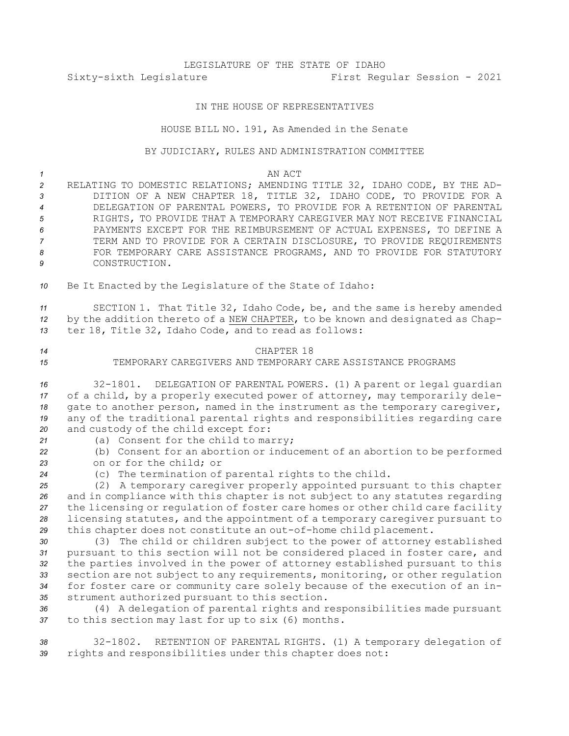LEGISLATURE OF THE STATE OF IDAHO

Sixty-sixth Legislature First Regular Session - 2021

IN THE HOUSE OF REPRESENTATIVES

HOUSE BILL NO. 191, As Amended in the Senate

BY JUDICIARY, RULES AND ADMINISTRATION COMMITTEE

AN ACT

RELATING TO DOMESTIC RELATIONS; AMENDING TITLE 32, IDAHO CODE, BY THE ADDITION OF A NEW CHAPTER 18, TITLE 32, IDAHO CODE, TO PROVIDE FOR A DELEGATION OF PARENTAL POWERS, TO PROVIDE FOR A RETENTION OF PARENTAL RIGHTS, TO PROVIDE THAT A TEMPORARY CAREGIVER MAY NOT RECEIVE FINANCIAL PAYMENTS EXCEPT FOR THE REIMBURSEMENT OF ACTUAL EXPENSES, TO DEFINE A TERM AND TO PROVIDE FOR A CERTAIN DISCLOSURE, TO PROVIDE REQUIREMENTS FOR TEMPORARY CARE ASSISTANCE PROGRAMS, AND TO PROVIDE FOR STATUTORY CONSTRUCTION.

Be It Enacted by the Legislature of the State of Idaho:

SECTION 1. That Title 32, Idaho Code, be, and the same is hereby amended by the addition thereto of a NEW CHAPTER, to be known and designated as Chapter 18, Title 32, Idaho Code, and to read as follows:

CHAPTER 18

TEMPORARY CAREGIVERS AND TEMPORARY CARE ASSISTANCE PROGRAMS

32-1801. DELEGATION OF PARENTAL POWERS. (1) A parent or legal guardian of a child, by a properly executed power of attorney, may temporarily delegate to another person, named in the instrument as the temporary caregiver, any of the traditional parental rights and responsibilities regarding care and custody of the child except for:

(a) Consent for the child to marry;

(b) Consent for an abortion or inducement of an abortion to be performed on or for the child; or

(c) The termination of parental rights to the child.

(2) A temporary caregiver properly appointed pursuant to this chapter and in compliance with this chapter is not subject to any statutes regarding the licensing or regulation of foster care homes or other child care facility licensing statutes, and the appointment of a temporary caregiver pursuant to this chapter does not constitute an out-of-home child placement.

(3) The child or children subject to the power of attorney established pursuant to this section will not be considered placed in foster care, and the parties involved in the power of attorney established pursuant to this section are not subject to any requirements, monitoring, or other regulation for foster care or community care solely because of the execution of an instrument authorized pursuant to this section.

(4) A delegation of parental rights and responsibilities made pursuant to this section may last for up to six (6) months.

32-1802. RETENTION OF PARENTAL RIGHTS. (1) A temporary delegation of rights and responsibilities under this chapter does not: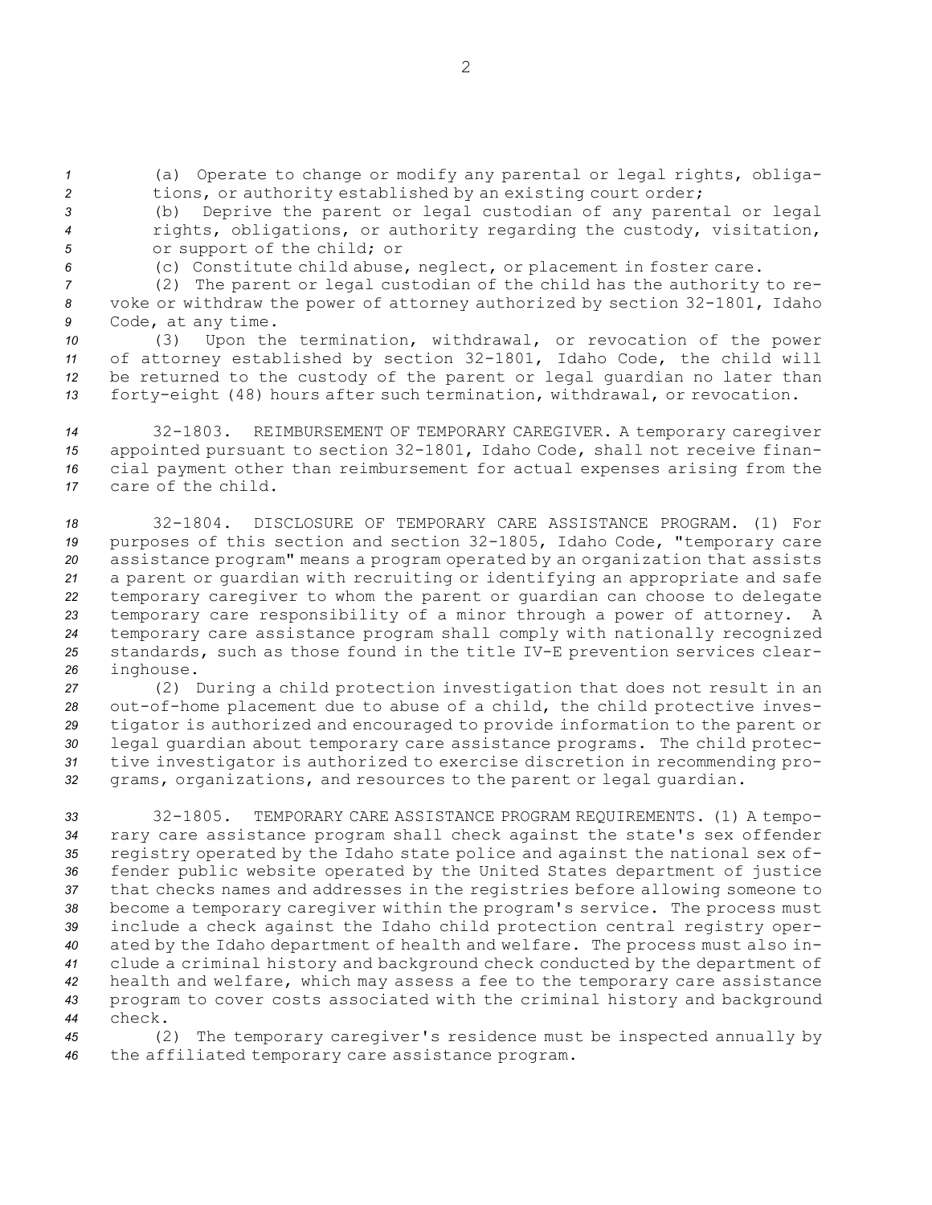(a) Operate to change or modify any parental or legal rights, obligations, or authority established by an existing court order;

(b) Deprive the parent or legal custodian of any parental or legal rights, obligations, or authority regarding the custody, visitation, or support of the child; or

(c) Constitute child abuse, neglect, or placement in foster care.

(2) The parent or legal custodian of the child has the authority to revoke or withdraw the power of attorney authorized by section 32-1801, Idaho Code, at any time.

(3) Upon the termination, withdrawal, or revocation of the power of attorney established by section 32-1801, Idaho Code, the child will be returned to the custody of the parent or legal guardian no later than forty-eight (48) hours after such termination, withdrawal, or revocation.

32-1803. REIMBURSEMENT OF TEMPORARY CAREGIVER. A temporary caregiver appointed pursuant to section 32-1801, Idaho Code, shall not receive financial payment other than reimbursement for actual expenses arising from the care of the child.

32-1804. DISCLOSURE OF TEMPORARY CARE ASSISTANCE PROGRAM. (1) For purposes of this section and section 32-1805, Idaho Code, "temporary care assistance program" means a program operated by an organization that assists a parent or guardian with recruiting or identifying an appropriate and safe temporary caregiver to whom the parent or guardian can choose to delegate temporary care responsibility of a minor through a power of attorney. A temporary care assistance program shall comply with nationally recognized standards, such as those found in the title IV-E prevention services clearinghouse.

(2) During a child protection investigation that does not result in an out-of-home placement due to abuse of a child, the child protective investigator is authorized and encouraged to provide information to the parent or legal guardian about temporary care assistance programs. The child protective investigator is authorized to exercise discretion in recommending programs, organizations, and resources to the parent or legal guardian.

32-1805. TEMPORARY CARE ASSISTANCE PROGRAM REQUIREMENTS. (1) A temporary care assistance program shall check against the state's sex offender registry operated by the Idaho state police and against the national sex offender public website operated by the United States department of justice that checks names and addresses in the registries before allowing someone to become a temporary caregiver within the program's service. The process must include a check against the Idaho child protection central registry operated by the Idaho department of health and welfare. The process must also include a criminal history and background check conducted by the department of health and welfare, which may assess a fee to the temporary care assistance program to cover costs associated with the criminal history and background check.

(2) The temporary caregiver's residence must be inspected annually by the affiliated temporary care assistance program.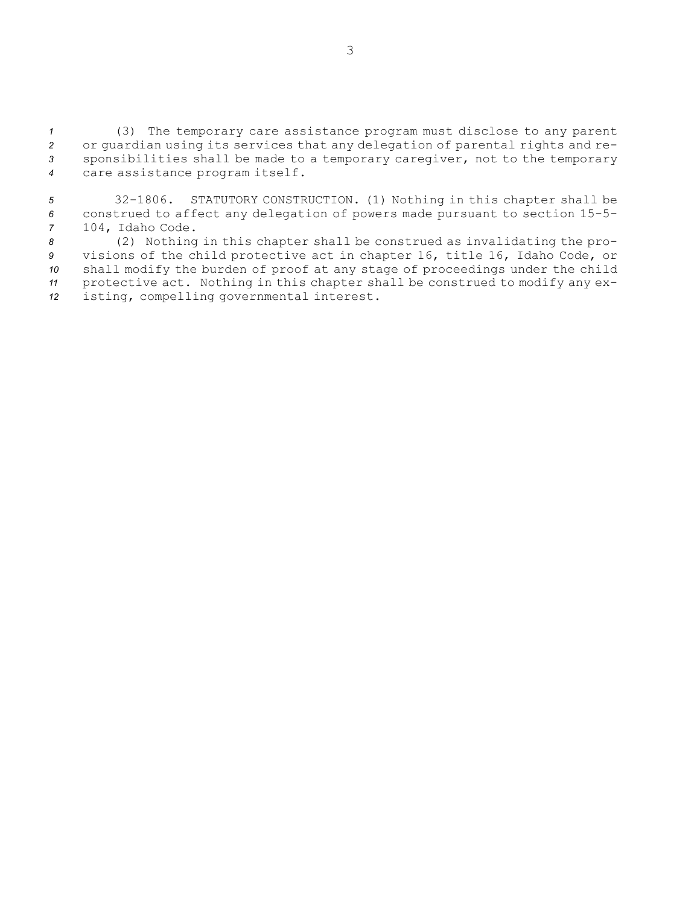(3) The temporary care assistance program must disclose to any parent or guardian using its services that any delegation of parental rights and responsibilities shall be made to a temporary caregiver, not to the temporary care assistance program itself.

32-1806. STATUTORY CONSTRUCTION. (1) Nothing in this chapter shall be construed to affect any delegation of powers made pursuant to section 15-5-104, Idaho Code.

(2) Nothing in this chapter shall be construed as invalidating the provisions of the child protective act in chapter 16, title 16, Idaho Code, or shall modify the burden of proof at any stage of proceedings under the child protective act. Nothing in this chapter shall be construed to modify any existing, compelling governmental interest.